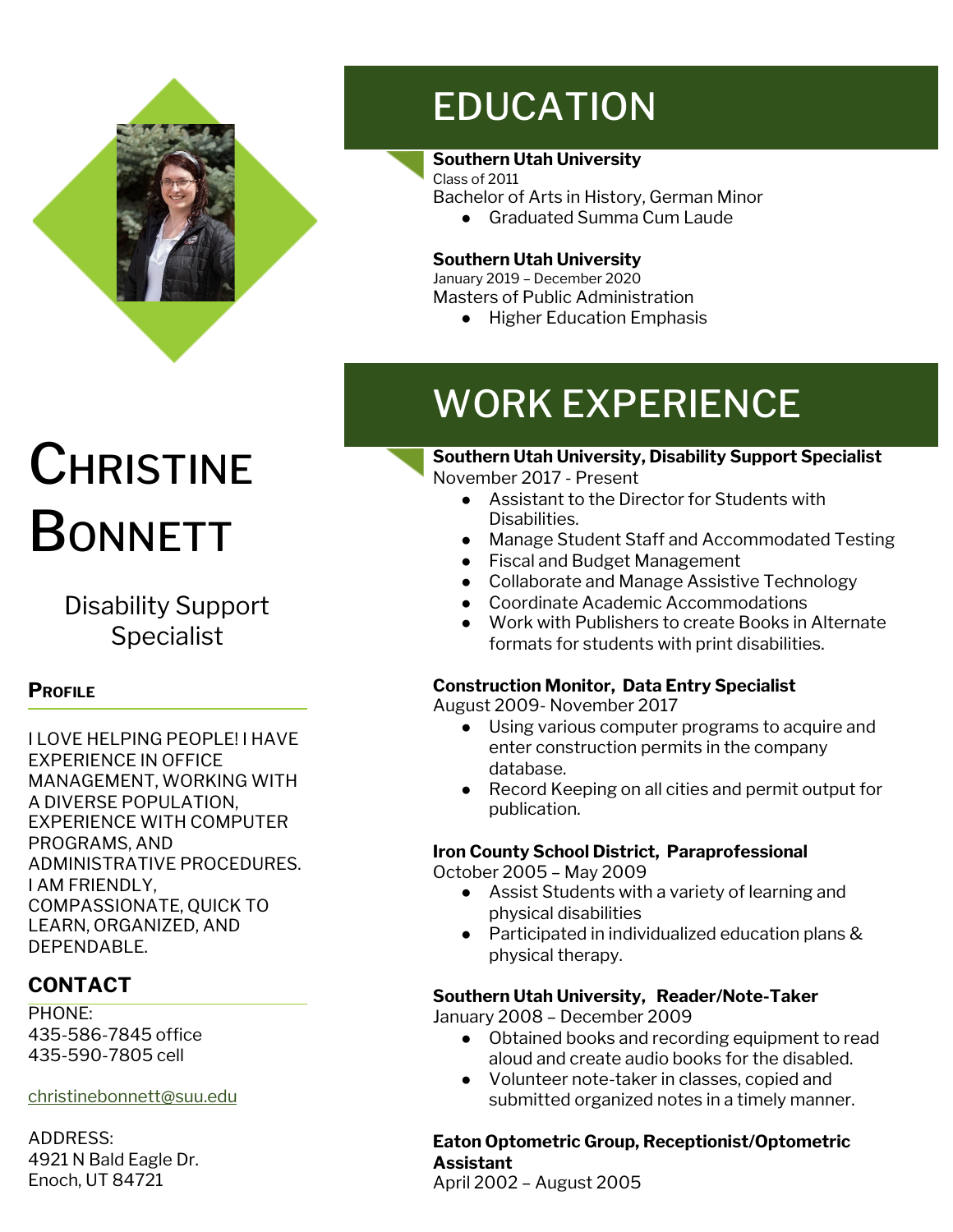# Christine Bonnett

Disability Support Specialist

## Profile

I LOVE HELPING PEOPLE! I HAVE EXPERIENCE IN OFFICE MANAGEMENT, WORKING WITH A DIVERSE POPULATION, EXPERIENCE WITH COMPUTER PROGRAMS, AND ADMINISTRATIVE PROCEDURES. I AM FRIENDLY, COMPASSIONATE, QUICK TO LEARN, ORGANIZED, AND DEPENDABLE.

## CONTACT

PHONE:
435-586-7845 office
435-590-7805 cell

christinebonnett@suu.edu

ADDRESS:
4921 N Bald Eagle Dr.
Enoch, UT 84721

## EDUCATION

**Southern Utah University**
Class of 2011
Bachelor of Arts in History, German Minor

- Graduated Summa Cum Laude

**Southern Utah University**
January 2019 – December 2020
Masters of Public Administration

- Higher Education Emphasis

## WORK EXPERIENCE

**Southern Utah University, Disability Support Specialist**
November 2017 - Present

- Assistant to the Director for Students with Disabilities.
- Manage Student Staff and Accommodated Testing
- Fiscal and Budget Management
- Collaborate and Manage Assistive Technology
- Coordinate Academic Accommodations
- Work with Publishers to create Books in Alternate formats for students with print disabilities.

**Construction Monitor, Data Entry Specialist**
August 2009- November 2017

- Using various computer programs to acquire and enter construction permits in the company database.
- Record Keeping on all cities and permit output for publication.

**Iron County School District, Paraprofessional**
October 2005 – May 2009

- Assist Students with a variety of learning and physical disabilities
- Participated in individualized education plans & physical therapy.

**Southern Utah University, Reader/Note-Taker**
January 2008 – December 2009

- Obtained books and recording equipment to read aloud and create audio books for the disabled.
- Volunteer note-taker in classes, copied and submitted organized notes in a timely manner.

**Eaton Optometric Group, Receptionist/Optometric Assistant**
April 2002 – August 2005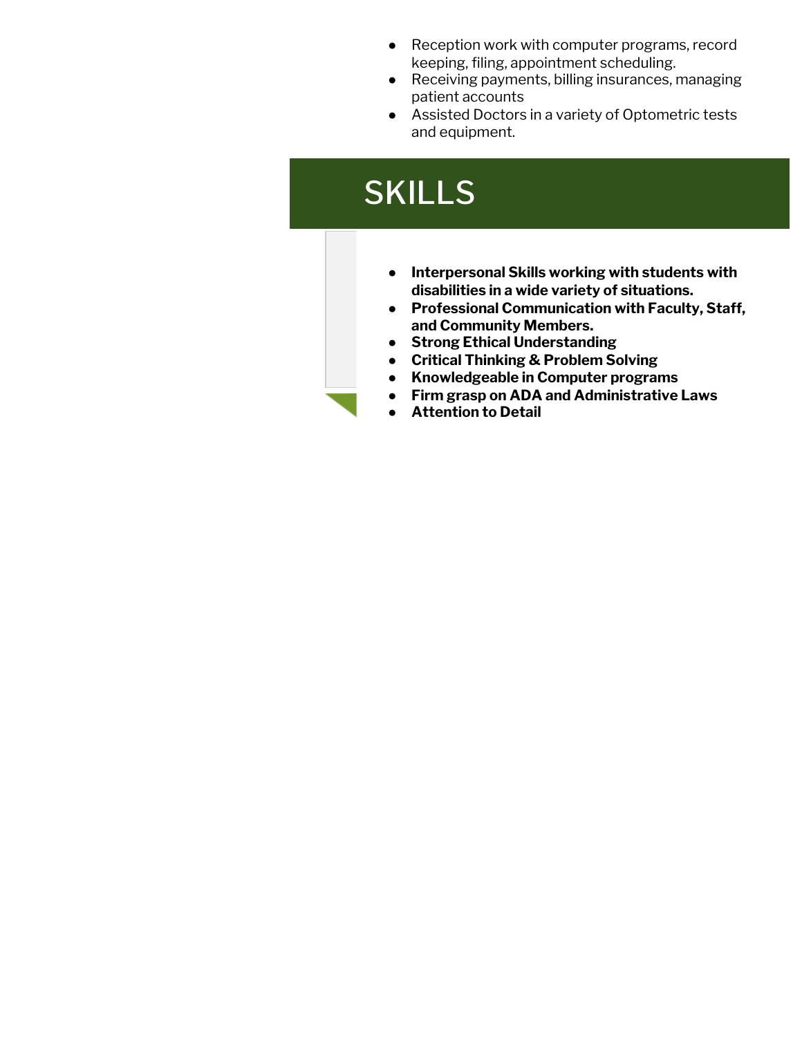- Reception work with computer programs, record keeping, filing, appointment scheduling.
- Receiving payments, billing insurances, managing patient accounts
- Assisted Doctors in a variety of Optometric tests and equipment.

## SKILLS

- **Interpersonal Skills working with students with disabilities in a wide variety of situations.**
- **Professional Communication with Faculty, Staff, and Community Members.**
- **Strong Ethical Understanding**
- **Critical Thinking & Problem Solving**
- **Knowledgeable in Computer programs**
- **Firm grasp on ADA and Administrative Laws**
- **Attention to Detail**